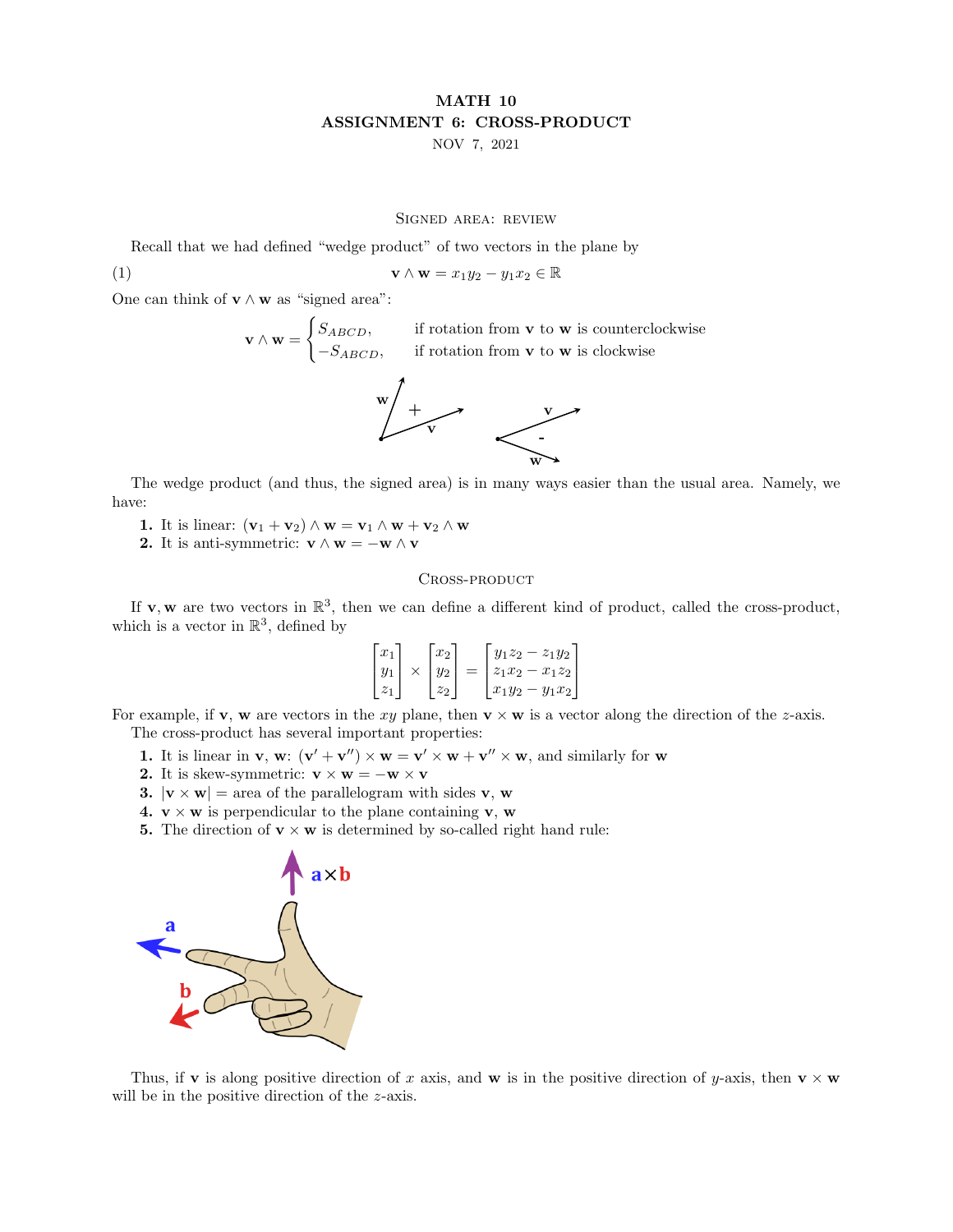# MATH 10
## ASSIGNMENT 6: CROSS-PRODUCT

NOV 7, 2021

### Signed area: review

Recall that we had defined "wedge product" of two vectors in the plane by

$$\mathbf{v} \wedge \mathbf{w} = x_1 y_2 - y_1 x_2 \in \mathbb{R} \tag{1}$$

One can think of $\mathbf{v} \wedge \mathbf{w}$ as "signed area":

$$\mathbf{v} \wedge \mathbf{w} = \begin{cases} S_{ABCD}, & \text{if rotation from } \mathbf{v} \text{ to } \mathbf{w} \text{ is counterclockwise} \\ -S_{ABCD}, & \text{if rotation from } \mathbf{v} \text{ to } \mathbf{w} \text{ is clockwise} \end{cases}$$

The wedge product (and thus, the signed area) is in many ways easier than the usual area. Namely, we have:

1. It is linear: $(\mathbf{v}_1 + \mathbf{v}_2) \wedge \mathbf{w} = \mathbf{v}_1 \wedge \mathbf{w} + \mathbf{v}_2 \wedge \mathbf{w}$
2. It is anti-symmetric: $\mathbf{v} \wedge \mathbf{w} = -\mathbf{w} \wedge \mathbf{v}$

### Cross-product

If $\mathbf{v}, \mathbf{w}$ are two vectors in $\mathbb{R}^3$, then we can define a different kind of product, called the cross-product, which is a vector in $\mathbb{R}^3$, defined by

$$\begin{bmatrix} x_1 \\ y_1 \\ z_1 \end{bmatrix} \times \begin{bmatrix} x_2 \\ y_2 \\ z_2 \end{bmatrix} = \begin{bmatrix} y_1 z_2 - z_1 y_2 \\ z_1 x_2 - x_1 z_2 \\ x_1 y_2 - y_1 x_2 \end{bmatrix}$$

For example, if $\mathbf{v}$, $\mathbf{w}$ are vectors in the $xy$ plane, then $\mathbf{v} \times \mathbf{w}$ is a vector along the direction of the $z$-axis.

The cross-product has several important properties:

1. It is linear in $\mathbf{v}$, $\mathbf{w}$: $(\mathbf{v}' + \mathbf{v}'') \times \mathbf{w} = \mathbf{v}' \times \mathbf{w} + \mathbf{v}'' \times \mathbf{w}$, and similarly for $\mathbf{w}$
2. It is skew-symmetric: $\mathbf{v} \times \mathbf{w} = -\mathbf{w} \times \mathbf{v}$
3. $|\mathbf{v} \times \mathbf{w}|$ = area of the parallelogram with sides $\mathbf{v}$, $\mathbf{w}$
4. $\mathbf{v} \times \mathbf{w}$ is perpendicular to the plane containing $\mathbf{v}$, $\mathbf{w}$
5. The direction of $\mathbf{v} \times \mathbf{w}$ is determined by so-called right hand rule:

Thus, if $\mathbf{v}$ is along positive direction of $x$ axis, and $\mathbf{w}$ is in the positive direction of $y$-axis, then $\mathbf{v} \times \mathbf{w}$ will be in the positive direction of the $z$-axis.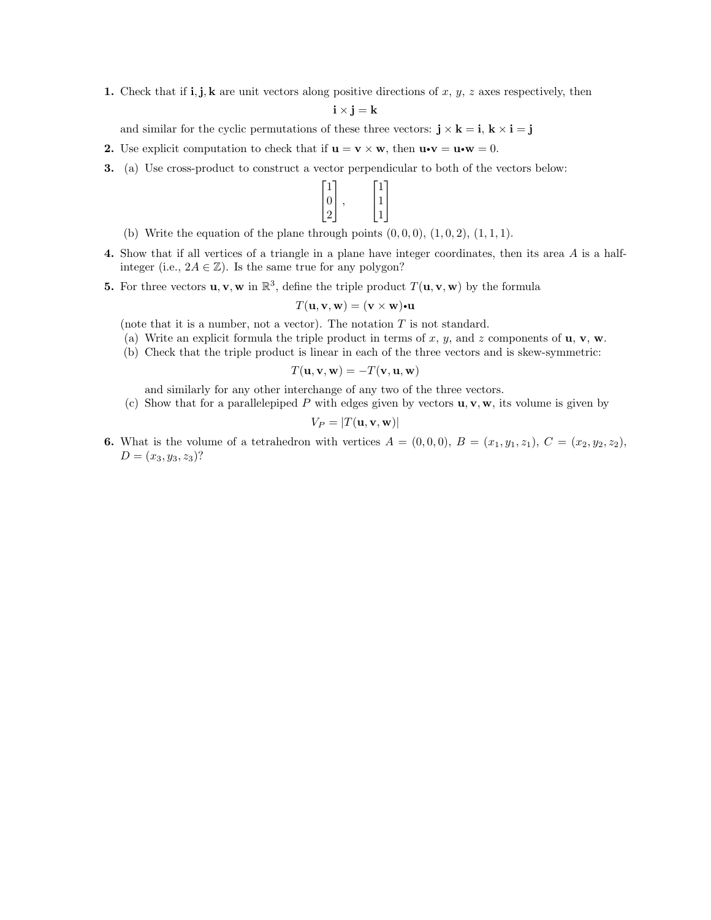**1.** Check that if $\mathbf{i}, \mathbf{j}, \mathbf{k}$ are unit vectors along positive directions of $x$, $y$, $z$ axes respectively, then

$$\mathbf{i} \times \mathbf{j} = \mathbf{k}$$

and similar for the cyclic permutations of these three vectors: $\mathbf{j} \times \mathbf{k} = \mathbf{i}$, $\mathbf{k} \times \mathbf{i} = \mathbf{j}$

**2.** Use explicit computation to check that if $\mathbf{u} = \mathbf{v} \times \mathbf{w}$, then $\mathbf{u} \bullet \mathbf{v} = \mathbf{u} \bullet \mathbf{w} = 0$.

**3.** (a) Use cross-product to construct a vector perpendicular to both of the vectors below:

$$\begin{bmatrix} 1 \\ 0 \\ 2 \end{bmatrix}, \quad \begin{bmatrix} 1 \\ 1 \\ 1 \end{bmatrix}$$

(b) Write the equation of the plane through points $(0, 0, 0)$, $(1, 0, 2)$, $(1, 1, 1)$.

**4.** Show that if all vertices of a triangle in a plane have integer coordinates, then its area $A$ is a half-integer (i.e., $2A \in \mathbb{Z}$). Is the same true for any polygon?

**5.** For three vectors $\mathbf{u}, \mathbf{v}, \mathbf{w}$ in $\mathbb{R}^3$, define the triple product $T(\mathbf{u}, \mathbf{v}, \mathbf{w})$ by the formula

$$T(\mathbf{u}, \mathbf{v}, \mathbf{w}) = (\mathbf{v} \times \mathbf{w}) \bullet \mathbf{u}$$

(note that it is a number, not a vector). The notation $T$ is not standard.

(a) Write an explicit formula the triple product in terms of $x$, $y$, and $z$ components of $\mathbf{u}$, $\mathbf{v}$, $\mathbf{w}$.

(b) Check that the triple product is linear in each of the three vectors and is skew-symmetric:

$$T(\mathbf{u}, \mathbf{v}, \mathbf{w}) = -T(\mathbf{v}, \mathbf{u}, \mathbf{w})$$

and similarly for any other interchange of any two of the three vectors.

(c) Show that for a parallelepiped $P$ with edges given by vectors $\mathbf{u}, \mathbf{v}, \mathbf{w}$, its volume is given by

$$V_P = |T(\mathbf{u}, \mathbf{v}, \mathbf{w})|$$

**6.** What is the volume of a tetrahedron with vertices $A = (0, 0, 0)$, $B = (x_1, y_1, z_1)$, $C = (x_2, y_2, z_2)$, $D = (x_3, y_3, z_3)$?